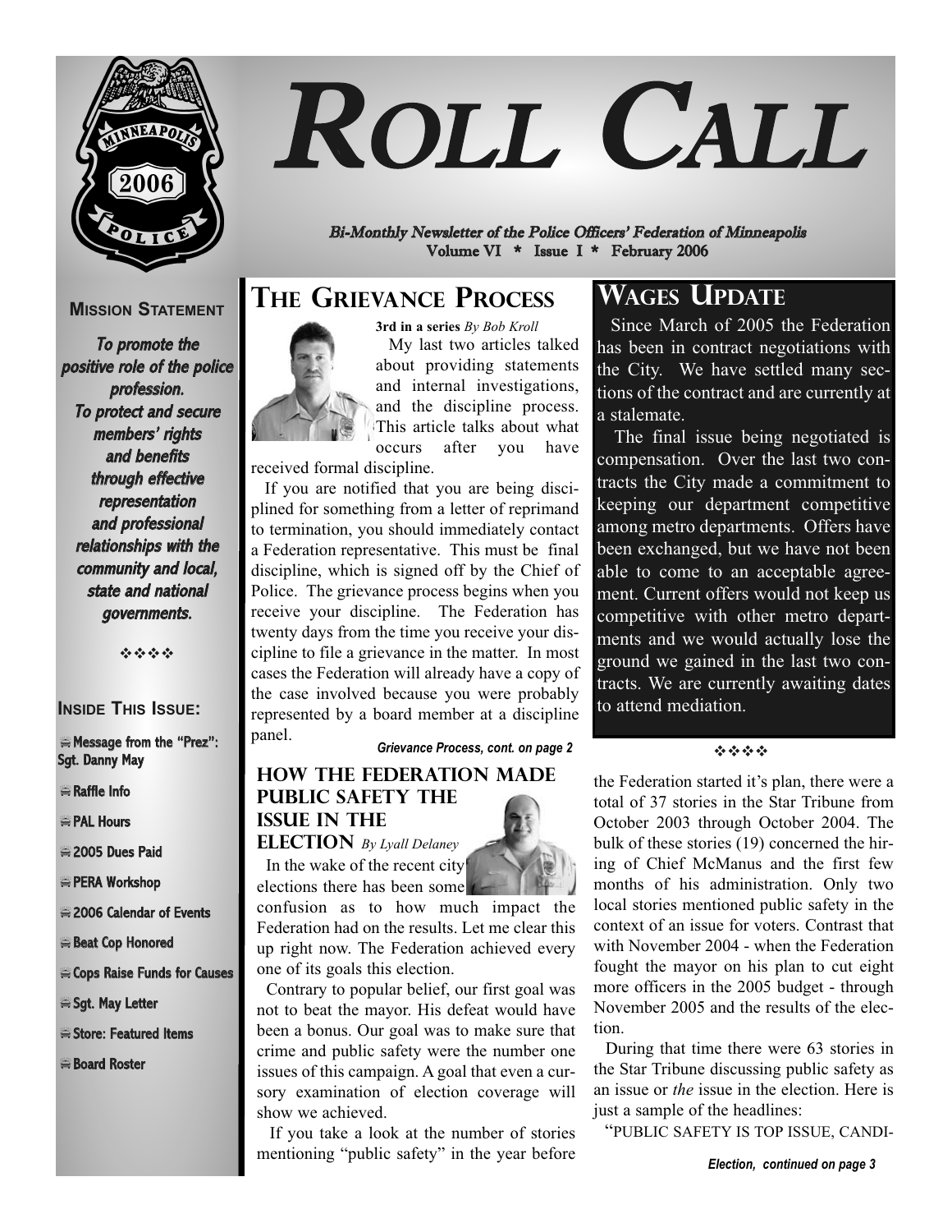# ROLL CALL

*Bi-Monthly Newsletter of the Police Officers' Federation of Minneapolis*
**Volume VI * Issue I * February 2006**

## MISSION STATEMENT

***To promote the positive role of the police profession. To protect and secure members' rights and benefits through effective representation and professional relationships with the community and local, state and national governments.***

❖❖❖❖

## INSIDE THIS ISSUE:

- Message from the "Prez": Sgt. Danny May
- Raffle Info
- PAL Hours
- 2005 Dues Paid
- PERA Workshop
- 2006 Calendar of Events
- Beat Cop Honored
- Cops Raise Funds for Causes
- Sgt. May Letter
- Store: Featured Items
- Board Roster

## THE GRIEVANCE PROCESS

**3rd in a series** *By Bob Kroll*

My last two articles talked about providing statements and internal investigations, and the discipline process. This article talks about what occurs after you have received formal discipline.

If you are notified that you are being disciplined for something from a letter of reprimand to termination, you should immediately contact a Federation representative. This must be final discipline, which is signed off by the Chief of Police. The grievance process begins when you receive your discipline. The Federation has twenty days from the time you receive your discipline to file a grievance in the matter. In most cases the Federation will already have a copy of the case involved because you were probably represented by a board member at a discipline panel.

***Grievance Process, cont. on page 2***

## WAGES UPDATE

Since March of 2005 the Federation has been in contract negotiations with the City. We have settled many sections of the contract and are currently at a stalemate.

The final issue being negotiated is compensation. Over the last two contracts the City made a commitment to keeping our department competitive among metro departments. Offers have been exchanged, but we have not been able to come to an acceptable agreement. Current offers would not keep us competitive with other metro departments and we would actually lose the ground we gained in the last two contracts. We are currently awaiting dates to attend mediation.

❖❖❖❖

## HOW THE FEDERATION MADE PUBLIC SAFETY THE ISSUE IN THE ELECTION

*By Lyall Delaney*

In the wake of the recent city elections there has been some confusion as to how much impact the Federation had on the results. Let me clear this up right now. The Federation achieved every one of its goals this election.

Contrary to popular belief, our first goal was not to beat the mayor. His defeat would have been a bonus. Our goal was to make sure that crime and public safety were the number one issues of this campaign. A goal that even a cursory examination of election coverage will show we achieved.

If you take a look at the number of stories mentioning "public safety" in the year before the Federation started it's plan, there were a total of 37 stories in the Star Tribune from October 2003 through October 2004. The bulk of these stories (19) concerned the hiring of Chief McManus and the first few months of his administration. Only two local stories mentioned public safety in the context of an issue for voters. Contrast that with November 2004 - when the Federation fought the mayor on his plan to cut eight more officers in the 2005 budget - through November 2005 and the results of the election.

During that time there were 63 stories in the Star Tribune discussing public safety as an issue or *the* issue in the election. Here is just a sample of the headlines:

"PUBLIC SAFETY IS TOP ISSUE, CANDI-

***Election, continued on page 3***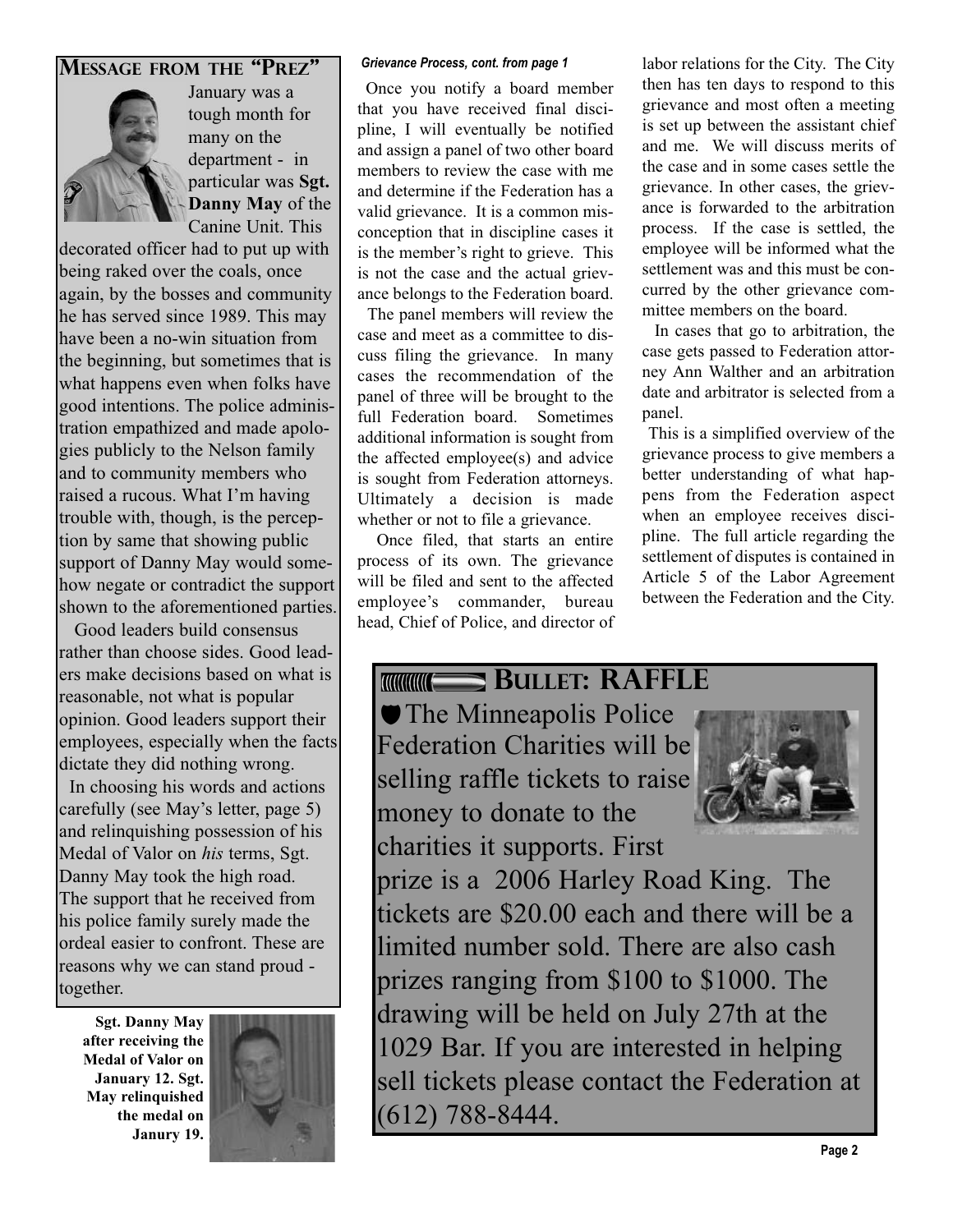## Message from the "Prez"

January was a tough month for many on the department - in particular was **Sgt. Danny May** of the Canine Unit. This decorated officer had to put up with being raked over the coals, once again, by the bosses and community he has served since 1989. This may have been a no-win situation from the beginning, but sometimes that is what happens even when folks have good intentions. The police administration empathized and made apologies publicly to the Nelson family and to community members who raised a rucous. What I'm having trouble with, though, is the perception by same that showing public support of Danny May would somehow negate or contradict the support shown to the aforementioned parties.

Good leaders build consensus rather than choose sides. Good leaders make decisions based on what is reasonable, not what is popular opinion. Good leaders support their employees, especially when the facts dictate they did nothing wrong.

In choosing his words and actions carefully (see May's letter, page 5) and relinquishing possession of his Medal of Valor on *his* terms, Sgt. Danny May took the high road. The support that he received from his police family surely made the ordeal easier to confront. These are reasons why we can stand proud - together.

**Sgt. Danny May after receiving the Medal of Valor on January 12. Sgt. May relinquished the medal on Janury 19.**

*Grievance Process, cont. from page 1*

Once you notify a board member that you have received final discipline, I will eventually be notified and assign a panel of two other board members to review the case with me and determine if the Federation has a valid grievance. It is a common misconception that in discipline cases it is the member's right to grieve. This is not the case and the actual grievance belongs to the Federation board.

The panel members will review the case and meet as a committee to discuss filing the grievance. In many cases the recommendation of the panel of three will be brought to the full Federation board. Sometimes additional information is sought from the affected employee(s) and advice is sought from Federation attorneys. Ultimately a decision is made whether or not to file a grievance.

Once filed, that starts an entire process of its own. The grievance will be filed and sent to the affected employee's commander, bureau head, Chief of Police, and director of labor relations for the City. The City then has ten days to respond to this grievance and most often a meeting is set up between the assistant chief and me. We will discuss merits of the case and in some cases settle the grievance. In other cases, the grievance is forwarded to the arbitration process. If the case is settled, the employee will be informed what the settlement was and this must be concurred by the other grievance committee members on the board.

In cases that go to arbitration, the case gets passed to Federation attorney Ann Walther and an arbitration date and arbitrator is selected from a panel.

This is a simplified overview of the grievance process to give members a better understanding of what happens from the Federation aspect when an employee receives discipline. The full article regarding the settlement of disputes is contained in Article 5 of the Labor Agreement between the Federation and the City.

## Bullet: RAFFLE

The Minneapolis Police Federation Charities will be selling raffle tickets to raise money to donate to the charities it supports. First prize is a 2006 Harley Road King. The tickets are $20.00 each and there will be a limited number sold. There are also cash prizes ranging from $100 to $1000. The drawing will be held on July 27th at the 1029 Bar. If you are interested in helping sell tickets please contact the Federation at (612) 788-8444.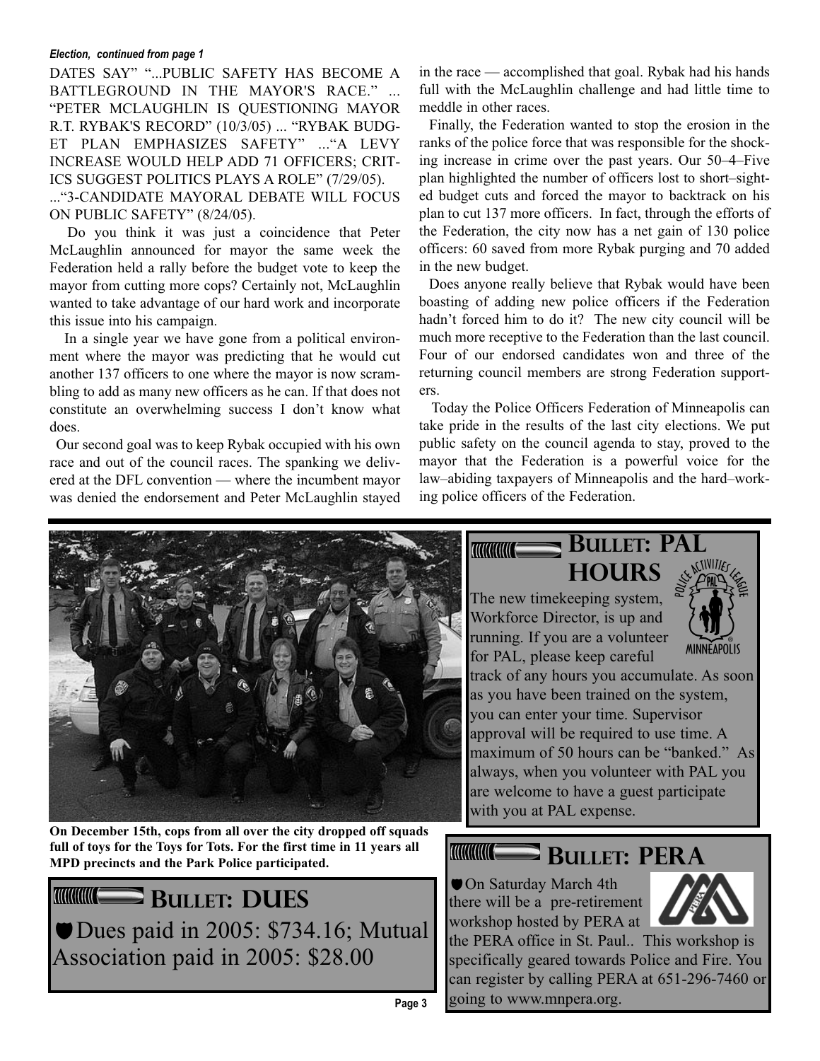*Election, continued from page 1*

DATES SAY" "...PUBLIC SAFETY HAS BECOME A BATTLEGROUND IN THE MAYOR'S RACE." ... "PETER MCLAUGHLIN IS QUESTIONING MAYOR R.T. RYBAK'S RECORD" (10/3/05) ... "RYBAK BUDGET PLAN EMPHASIZES SAFETY" ..."A LEVY INCREASE WOULD HELP ADD 71 OFFICERS; CRITICS SUGGEST POLITICS PLAYS A ROLE" (7/29/05). ..."3-CANDIDATE MAYORAL DEBATE WILL FOCUS ON PUBLIC SAFETY" (8/24/05).

Do you think it was just a coincidence that Peter McLaughlin announced for mayor the same week the Federation held a rally before the budget vote to keep the mayor from cutting more cops? Certainly not, McLaughlin wanted to take advantage of our hard work and incorporate this issue into his campaign.

In a single year we have gone from a political environment where the mayor was predicting that he would cut another 137 officers to one where the mayor is now scrambling to add as many new officers as he can. If that does not constitute an overwhelming success I don't know what does.

Our second goal was to keep Rybak occupied with his own race and out of the council races. The spanking we delivered at the DFL convention — where the incumbent mayor was denied the endorsement and Peter McLaughlin stayed in the race — accomplished that goal. Rybak had his hands full with the McLaughlin challenge and had little time to meddle in other races.

Finally, the Federation wanted to stop the erosion in the ranks of the police force that was responsible for the shocking increase in crime over the past years. Our 50–4–Five plan highlighted the number of officers lost to short–sighted budget cuts and forced the mayor to backtrack on his plan to cut 137 more officers. In fact, through the efforts of the Federation, the city now has a net gain of 130 police officers: 60 saved from more Rybak purging and 70 added in the new budget.

Does anyone really believe that Rybak would have been boasting of adding new police officers if the Federation hadn't forced him to do it? The new city council will be much more receptive to the Federation than the last council. Four of our endorsed candidates won and three of the returning council members are strong Federation supporters.

Today the Police Officers Federation of Minneapolis can take pride in the results of the last city elections. We put public safety on the council agenda to stay, proved to the mayor that the Federation is a powerful voice for the law–abiding taxpayers of Minneapolis and the hard–working police officers of the Federation.

**On December 15th, cops from all over the city dropped off squads full of toys for the Toys for Tots. For the first time in 11 years all MPD precincts and the Park Police participated.**

## Bullet: PAL Hours

The new timekeeping system, Workforce Director, is up and running. If you are a volunteer for PAL, please keep careful track of any hours you accumulate. As soon as you have been trained on the system, you can enter your time. Supervisor approval will be required to use time. A maximum of 50 hours can be "banked." As always, when you volunteer with PAL you are welcome to have a guest participate with you at PAL expense.

## Bullet: Dues

- Dues paid in 2005: $734.16; Mutual Association paid in 2005: $28.00

## Bullet: PERA

- On Saturday March 4th there will be a pre-retirement workshop hosted by PERA at the PERA office in St. Paul.. This workshop is specifically geared towards Police and Fire. You can register by calling PERA at 651-296-7460 or going to www.mnpera.org.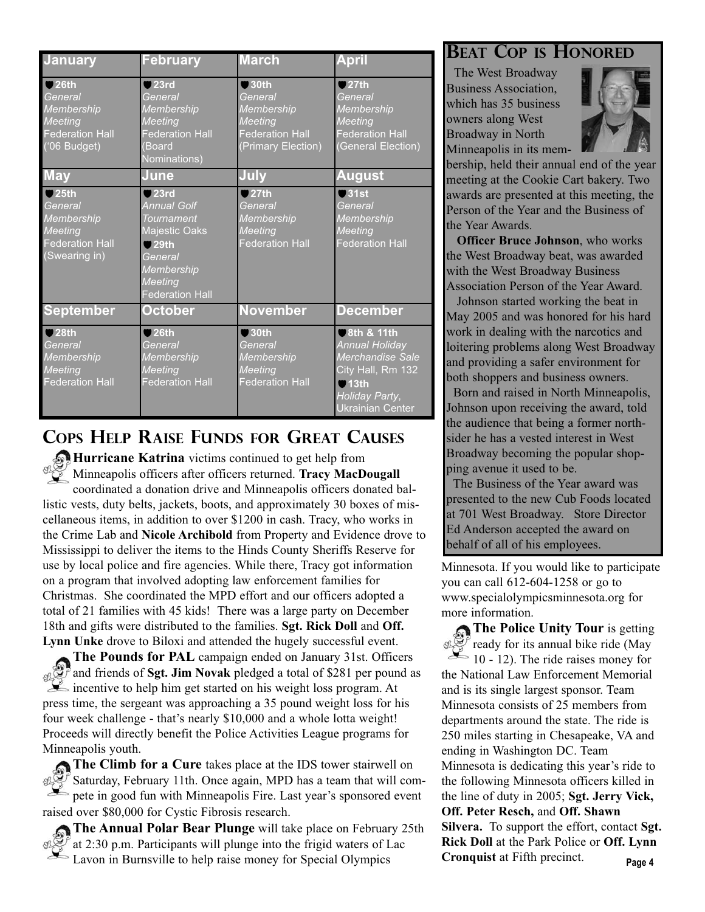| January | February | March | April |
|---|---|---|---|
| **26th** *General Membership Meeting* Federation Hall ('06 Budget) | **23rd** *General Membership Meeting* Federation Hall (Board Nominations) | **30th** *General Membership Meeting* Federation Hall (Primary Election) | **27th** *General Membership Meeting* Federation Hall (General Election) |
| **May** | **June** | **July** | **August** |
| **25th** *General Membership Meeting* Federation Hall (Swearing in) | **23rd** *Annual Golf Tournament* Majestic Oaks **29th** *General Membership Meeting* Federation Hall | **27th** *General Membership Meeting* Federation Hall | **31st** *General Membership Meeting* Federation Hall |
| **September** | **October** | **November** | **December** |
| **28th** *General Membership Meeting* Federation Hall | **26th** *General Membership Meeting* Federation Hall | **30th** *General Membership Meeting* Federation Hall | **8th & 11th** *Annual Holiday Merchandise Sale* City Hall, Rm 132 **13th** *Holiday Party*, Ukrainian Center |

## Cops Help Raise Funds for Great Causes

**Hurricane Katrina** victims continued to get help from Minneapolis officers after officers returned. **Tracy MacDougall** coordinated a donation drive and Minneapolis officers donated ballistic vests, duty belts, jackets, boots, and approximately 30 boxes of miscellaneous items, in addition to over $1200 in cash. Tracy, who works in the Crime Lab and **Nicole Archibold** from Property and Evidence drove to Mississippi to deliver the items to the Hinds County Sheriffs Reserve for use by local police and fire agencies. While there, Tracy got information on a program that involved adopting law enforcement families for Christmas. She coordinated the MPD effort and our officers adopted a total of 21 families with 45 kids! There was a large party on December 18th and gifts were distributed to the families. **Sgt. Rick Doll** and **Off. Lynn Unke** drove to Biloxi and attended the hugely successful event.

**The Pounds for PAL** campaign ended on January 31st. Officers and friends of **Sgt. Jim Novak** pledged a total of $281 per pound as incentive to help him get started on his weight loss program. At press time, the sergeant was approaching a 35 pound weight loss for his four week challenge - that's nearly $10,000 and a whole lotta weight! Proceeds will directly benefit the Police Activities League programs for Minneapolis youth.

**The Climb for a Cure** takes place at the IDS tower stairwell on Saturday, February 11th. Once again, MPD has a team that will compete in good fun with Minneapolis Fire. Last year's sponsored event raised over $80,000 for Cystic Fibrosis research.

**The Annual Polar Bear Plunge** will take place on February 25th at 2:30 p.m. Participants will plunge into the frigid waters of Lac Lavon in Burnsville to help raise money for Special Olympics Minnesota. If you would like to participate you can call 612-604-1258 or go to www.specialolympicsminnesota.org for more information.

**The Police Unity Tour** is getting ready for its annual bike ride (May 10 - 12). The ride raises money for the National Law Enforcement Memorial and is its single largest sponsor. Team Minnesota consists of 25 members from departments around the state. The ride is 250 miles starting in Chesapeake, VA and ending in Washington DC. Team Minnesota is dedicating this year's ride to the following Minnesota officers killed in the line of duty in 2005; **Sgt. Jerry Vick, Off. Peter Resch,** and **Off. Shawn Silvera.** To support the effort, contact **Sgt. Rick Doll** at the Park Police or **Off. Lynn Cronquist** at Fifth precinct.

## Beat Cop is Honored

The West Broadway Business Association, which has 35 business owners along West Broadway in North Minneapolis in its membership, held their annual end of the year meeting at the Cookie Cart bakery. Two awards are presented at this meeting, the Person of the Year and the Business of the Year Awards.

**Officer Bruce Johnson**, who works the West Broadway beat, was awarded with the West Broadway Business Association Person of the Year Award.

Johnson started working the beat in May 2005 and was honored for his hard work in dealing with the narcotics and loitering problems along West Broadway and providing a safer environment for both shoppers and business owners.

Born and raised in North Minneapolis, Johnson upon receiving the award, told the audience that being a former northsider he has a vested interest in West Broadway becoming the popular shopping avenue it used to be.

The Business of the Year award was presented to the new Cub Foods located at 701 West Broadway. Store Director Ed Anderson accepted the award on behalf of all of his employees.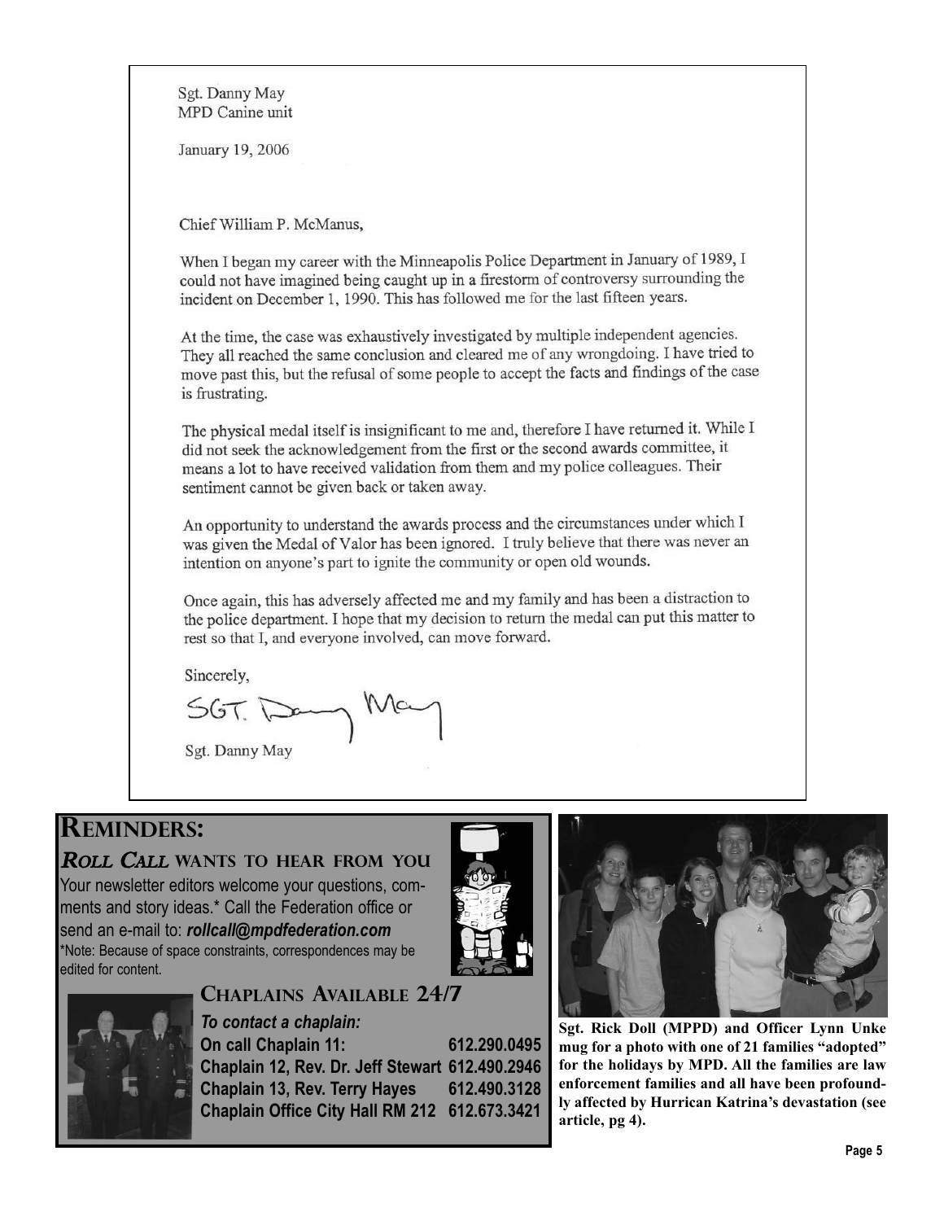Sgt. Danny May
MPD Canine unit

January 19, 2006

Chief William P. McManus,

When I began my career with the Minneapolis Police Department in January of 1989, I could not have imagined being caught up in a firestorm of controversy surrounding the incident on December 1, 1990. This has followed me for the last fifteen years.

At the time, the case was exhaustively investigated by multiple independent agencies. They all reached the same conclusion and cleared me of any wrongdoing. I have tried to move past this, but the refusal of some people to accept the facts and findings of the case is frustrating.

The physical medal itself is insignificant to me and, therefore I have returned it. While I did not seek the acknowledgement from the first or the second awards committee, it means a lot to have received validation from them and my police colleagues. Their sentiment cannot be given back or taken away.

An opportunity to understand the awards process and the circumstances under which I was given the Medal of Valor has been ignored. I truly believe that there was never an intention on anyone's part to ignite the community or open old wounds.

Once again, this has adversely affected me and my family and has been a distraction to the police department. I hope that my decision to return the medal can put this matter to rest so that I, and everyone involved, can move forward.

Sincerely,

SGT. Danny May

Sgt. Danny May

# Reminders:

## *Roll Call* wants to hear from you

Your newsletter editors welcome your questions, comments and story ideas.* Call the Federation office or send an e-mail to: ***rollcall@mpdfederation.com***

*Note: Because of space constraints, correspondences may be edited for content.

## Chaplains Available 24/7

***To contact a chaplain:***

| | |
|---|---|
| **On call Chaplain 11:** | **612.290.0495** |
| **Chaplain 12, Rev. Dr. Jeff Stewart** | **612.490.2946** |
| **Chaplain 13, Rev. Terry Hayes** | **612.490.3128** |
| **Chaplain Office City Hall RM 212** | **612.673.3421** |

**Sgt. Rick Doll (MPPD) and Officer Lynn Unke mug for a photo with one of 21 families "adopted" for the holidays by MPD. All the families are law enforcement families and all have been profoundly affected by Hurrican Katrina's devastation (see article, pg 4).**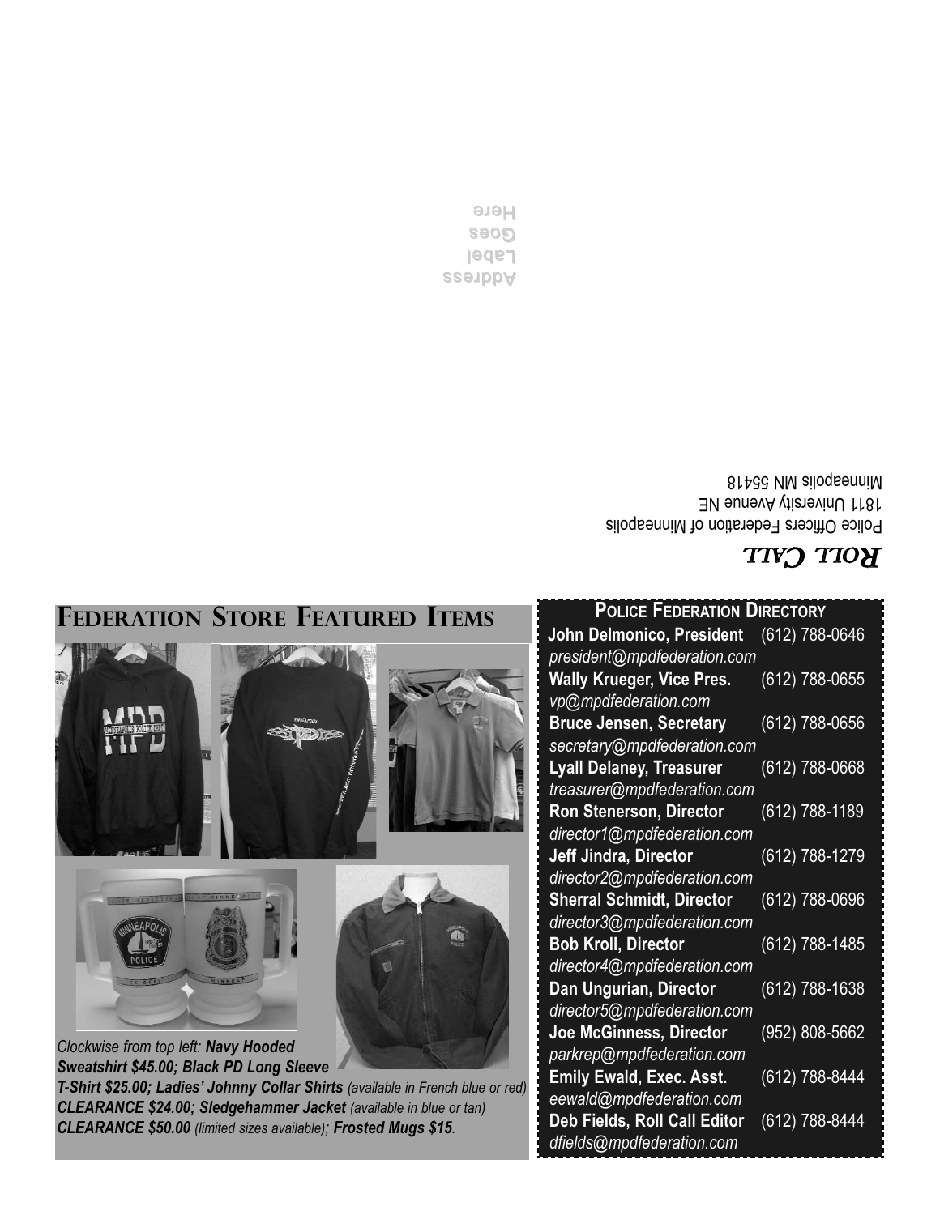Address
Label
Goes
Here

*Roll Call*

Police Officers Federation of Minneapolis
1811 University Avenue NE
Minneapolis MN 55418

## Federation Store Featured Items

*Clockwise from top left:* ***Navy Hooded Sweatshirt $45.00; Black PD Long Sleeve T-Shirt $25.00; Ladies' Johnny Collar Shirts*** *(available in French blue or red)* ***CLEARANCE $24.00; Sledgehammer Jacket*** *(available in blue or tan)* ***CLEARANCE $50.00*** *(limited sizes available);* ***Frosted Mugs $15****.*

## Police Federation Directory

| | |
|---|---|
| **John Delmonico, President** | (612) 788-0646 |
| *president@mpdfederation.com* | |
| **Wally Krueger, Vice Pres.** | (612) 788-0655 |
| *vp@mpdfederation.com* | |
| **Bruce Jensen, Secretary** | (612) 788-0656 |
| *secretary@mpdfederation.com* | |
| **Lyall Delaney, Treasurer** | (612) 788-0668 |
| *treasurer@mpdfederation.com* | |
| **Ron Stenerson, Director** | (612) 788-1189 |
| *director1@mpdfederation.com* | |
| **Jeff Jindra, Director** | (612) 788-1279 |
| *director2@mpdfederation.com* | |
| **Sherral Schmidt, Director** | (612) 788-0696 |
| *director3@mpdfederation.com* | |
| **Bob Kroll, Director** | (612) 788-1485 |
| *director4@mpdfederation.com* | |
| **Dan Ungurian, Director** | (612) 788-1638 |
| *director5@mpdfederation.com* | |
| **Joe McGinness, Director** | (952) 808-5662 |
| *parkrep@mpdfederation.com* | |
| **Emily Ewald, Exec. Asst.** | (612) 788-8444 |
| *eewald@mpdfederation.com* | |
| **Deb Fields, Roll Call Editor** | (612) 788-8444 |
| *dfields@mpdfederation.com* | |